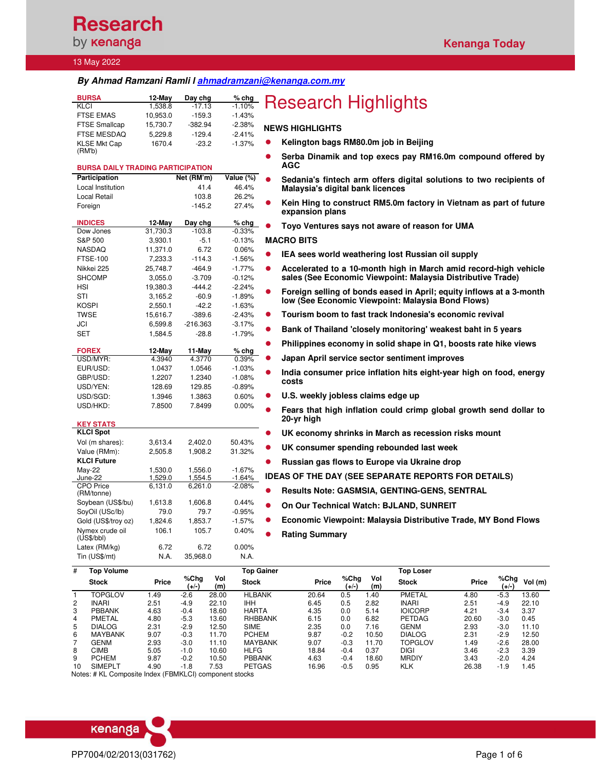# Research by kenanga

## Kenanga Today

13 May 2022

***By Ahmad Ramzani Ramli I ahmadramzani@kenanga.com.my***

| BURSA | 12-May | Day chg | % chg |
|---|---|---|---|
| KLCI | 1,538.8 | -17.13 | -1.10% |
| FTSE EMAS | 10,953.0 | -159.3 | -1.43% |
| FTSE Smallcap | 15,730.7 | -382.94 | -2.38% |
| FTSE MESDAQ | 5,229.8 | -129.4 | -2.41% |
| KLSE Mkt Cap (RM'b) | 1670.4 | -23.2 | -1.37% |

**BURSA DAILY TRADING PARTICIPATION**

| Participation | Net (RM'm) | Value (%) |
|---|---|---|
| Local Institution | 41.4 | 46.4% |
| Local Retail | 103.8 | 26.2% |
| Foreign | -145.2 | 27.4% |

| INDICES | 12-May | Day chg | % chg |
|---|---|---|---|
| Dow Jones | 31,730.3 | -103.8 | -0.33% |
| S&P 500 | 3,930.1 | -5.1 | -0.13% |
| NASDAQ | 11,371.0 | 6.72 | 0.06% |
| FTSE-100 | 7,233.3 | -114.3 | -1.56% |
| Nikkei 225 | 25,748.7 | -464.9 | -1.77% |
| SHCOMP | 3,055.0 | -3.709 | -0.12% |
| HSI | 19,380.3 | -444.2 | -2.24% |
| STI | 3,165.2 | -60.9 | -1.89% |
| KOSPI | 2,550.1 | -42.2 | -1.63% |
| TWSE | 15,616.7 | -389.6 | -2.43% |
| JCI | 6,599.8 | -216.363 | -3.17% |
| SET | 1,584.5 | -28.8 | -1.79% |

| FOREX | 12-May | 11-May | % chg |
|---|---|---|---|
| USD/MYR: | 4.3940 | 4.3770 | 0.39% |
| EUR/USD: | 1.0437 | 1.0546 | -1.03% |
| GBP/USD: | 1.2207 | 1.2340 | -1.08% |
| USD/YEN: | 128.69 | 129.85 | -0.89% |
| USD/SGD: | 1.3946 | 1.3863 | 0.60% |
| USD/HKD: | 7.8500 | 7.8499 | 0.00% |

| KEY STATS | | | |
|---|---|---|---|
| **KLCI Spot** | | | |
| Vol (m shares): | 3,613.4 | 2,402.0 | 50.43% |
| Value (RMm): | 2,505.8 | 1,908.2 | 31.32% |
| **KLCI Future** | | | |
| May-22 | 1,530.0 | 1,556.0 | -1.67% |
| June-22 | 1,529.0 | 1,554.5 | -1.64% |
| CPO Price (RM/tonne) | 6,131.0 | 6,261.0 | -2.08% |
| Soybean (US$/bu) | 1,613.8 | 1,606.8 | 0.44% |
| SoyOil (USc/lb) | 79.0 | 79.7 | -0.95% |
| Gold (US$/troy oz) | 1,824.6 | 1,853.7 | -1.57% |
| Nymex crude oil (US$/bbl) | 106.1 | 105.7 | 0.40% |
| Latex (RM/kg) | 6.72 | 6.72 | 0.00% |
| Tin (US$/mt) | N.A. | 35,968.0 | N.A. |

# Research Highlights

**NEWS HIGHLIGHTS**

- **Kelington bags RM80.0m job in Beijing**
- **Serba Dinamik and top execs pay RM16.0m compound offered by AGC**
- **Sedania's fintech arm offers digital solutions to two recipients of Malaysia's digital bank licences**
- **Kein Hing to construct RM5.0m factory in Vietnam as part of future expansion plans**
- **Toyo Ventures says not aware of reason for UMA**

**MACRO BITS**

- **IEA sees world weathering lost Russian oil supply**
- **Accelerated to a 10-month high in March amid record-high vehicle sales (See Economic Viewpoint: Malaysia Distributive Trade)**
- **Foreign selling of bonds eased in April; equity inflows at a 3-month low (See Economic Viewpoint: Malaysia Bond Flows)**
- **Tourism boom to fast track Indonesia's economic revival**
- **Bank of Thailand 'closely monitoring' weakest baht in 5 years**
- **Philippines economy in solid shape in Q1, boosts rate hike views**
- **Japan April service sector sentiment improves**
- **India consumer price inflation hits eight-year high on food, energy costs**
- **U.S. weekly jobless claims edge up**
- **Fears that high inflation could crimp global growth send dollar to 20-yr high**
- **UK economy shrinks in March as recession risks mount**
- **UK consumer spending rebounded last week**
- **Russian gas flows to Europe via Ukraine drop**

**IDEAS OF THE DAY (SEE SEPARATE REPORTS FOR DETAILS)**

- **Results Note: GASMSIA, GENTING-GENS, SENTRAL**
- **On Our Technical Watch: BJLAND, SUNREIT**
- **Economic Viewpoint: Malaysia Distributive Trade, MY Bond Flows**
- **Rating Summary**

| # | Top Volume Stock | Price | %Chg (+/-) | Vol (m) | Top Gainer Stock | Price | %Chg (+/-) | Vol (m) | Top Loser Stock | Price | %Chg (+/-) | Vol (m) |
|---|---|---|---|---|---|---|---|---|---|---|---|---|
| 1 | TOPGLOV | 1.49 | -2.6 | 28.00 | HLBANK | 20.64 | 0.5 | 1.40 | PMETAL | 4.80 | -5.3 | 13.60 |
| 2 | INARI | 2.51 | -4.9 | 22.10 | IHH | 6.45 | 0.5 | 2.82 | INARI | 2.51 | -4.9 | 22.10 |
| 3 | PBBANK | 4.63 | -0.4 | 18.60 | HARTA | 4.35 | 0.0 | 5.14 | IOICORP | 4.21 | -3.4 | 3.37 |
| 4 | PMETAL | 4.80 | -5.3 | 13.60 | RHBBANK | 6.15 | 0.0 | 6.82 | PETDAG | 20.60 | -3.0 | 0.45 |
| 5 | DIALOG | 2.31 | -2.9 | 12.50 | SIME | 2.35 | 0.0 | 7.16 | GENM | 2.93 | -3.0 | 11.10 |
| 6 | MAYBANK | 9.07 | -0.3 | 11.70 | PCHEM | 9.87 | -0.2 | 10.50 | DIALOG | 2.31 | -2.9 | 12.50 |
| 7 | GENM | 2.93 | -3.0 | 11.10 | MAYBANK | 9.07 | -0.3 | 11.70 | TOPGLOV | 1.49 | -2.6 | 28.00 |
| 8 | CIMB | 5.05 | -1.0 | 10.60 | HLFG | 18.84 | -0.4 | 0.37 | DIGI | 3.46 | -2.3 | 3.39 |
| 9 | PCHEM | 9.87 | -0.2 | 10.50 | PBBANK | 4.63 | -0.4 | 18.60 | MRDIY | 3.43 | -2.0 | 4.24 |
| 10 | SIMEPLT | 4.90 | -1.8 | 7.53 | PETGAS | 16.96 | -0.5 | 0.95 | KLK | 26.38 | -1.9 | 1.45 |

Notes: # KL Composite Index (FBMKLCI) component stocks

PP7004/02/2013(031762)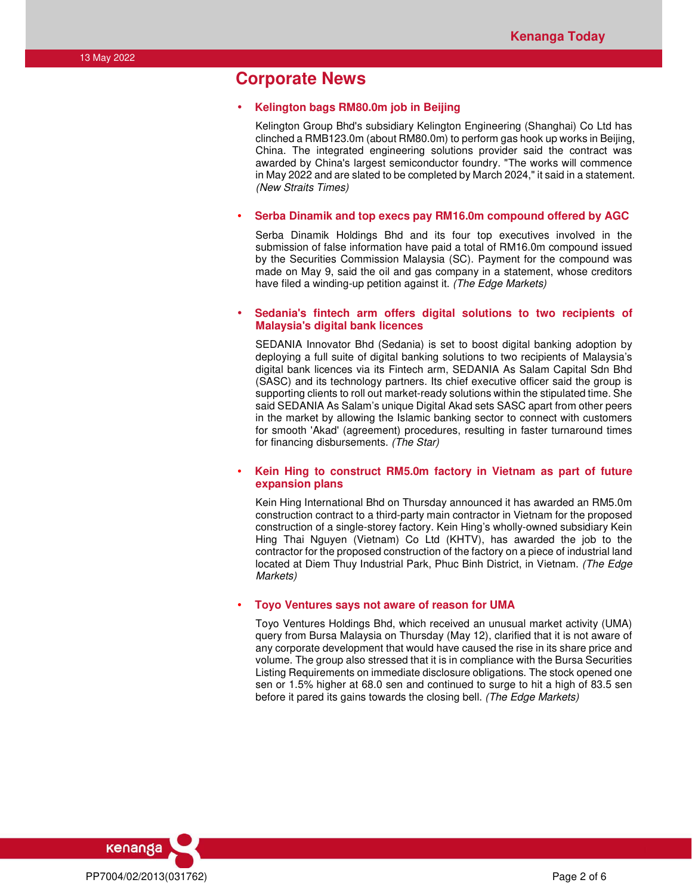## Corporate News

- **Kelington bags RM80.0m job in Beijing**

  Kelington Group Bhd's subsidiary Kelington Engineering (Shanghai) Co Ltd has clinched a RMB123.0m (about RM80.0m) to perform gas hook up works in Beijing, China. The integrated engineering solutions provider said the contract was awarded by China's largest semiconductor foundry. "The works will commence in May 2022 and are slated to be completed by March 2024," it said in a statement. *(New Straits Times)*

- **Serba Dinamik and top execs pay RM16.0m compound offered by AGC**

  Serba Dinamik Holdings Bhd and its four top executives involved in the submission of false information have paid a total of RM16.0m compound issued by the Securities Commission Malaysia (SC). Payment for the compound was made on May 9, said the oil and gas company in a statement, whose creditors have filed a winding-up petition against it. *(The Edge Markets)*

- **Sedania's fintech arm offers digital solutions to two recipients of Malaysia's digital bank licences**

  SEDANIA Innovator Bhd (Sedania) is set to boost digital banking adoption by deploying a full suite of digital banking solutions to two recipients of Malaysia's digital bank licences via its Fintech arm, SEDANIA As Salam Capital Sdn Bhd (SASC) and its technology partners. Its chief executive officer said the group is supporting clients to roll out market-ready solutions within the stipulated time. She said SEDANIA As Salam's unique Digital Akad sets SASC apart from other peers in the market by allowing the Islamic banking sector to connect with customers for smooth 'Akad' (agreement) procedures, resulting in faster turnaround times for financing disbursements. *(The Star)*

- **Kein Hing to construct RM5.0m factory in Vietnam as part of future expansion plans**

  Kein Hing International Bhd on Thursday announced it has awarded an RM5.0m construction contract to a third-party main contractor in Vietnam for the proposed construction of a single-storey factory. Kein Hing's wholly-owned subsidiary Kein Hing Thai Nguyen (Vietnam) Co Ltd (KHTV), has awarded the job to the contractor for the proposed construction of the factory on a piece of industrial land located at Diem Thuy Industrial Park, Phuc Binh District, in Vietnam. *(The Edge Markets)*

- **Toyo Ventures says not aware of reason for UMA**

  Toyo Ventures Holdings Bhd, which received an unusual market activity (UMA) query from Bursa Malaysia on Thursday (May 12), clarified that it is not aware of any corporate development that would have caused the rise in its share price and volume. The group also stressed that it is in compliance with the Bursa Securities Listing Requirements on immediate disclosure obligations. The stock opened one sen or 1.5% higher at 68.0 sen and continued to surge to hit a high of 83.5 sen before it pared its gains towards the closing bell. *(The Edge Markets)*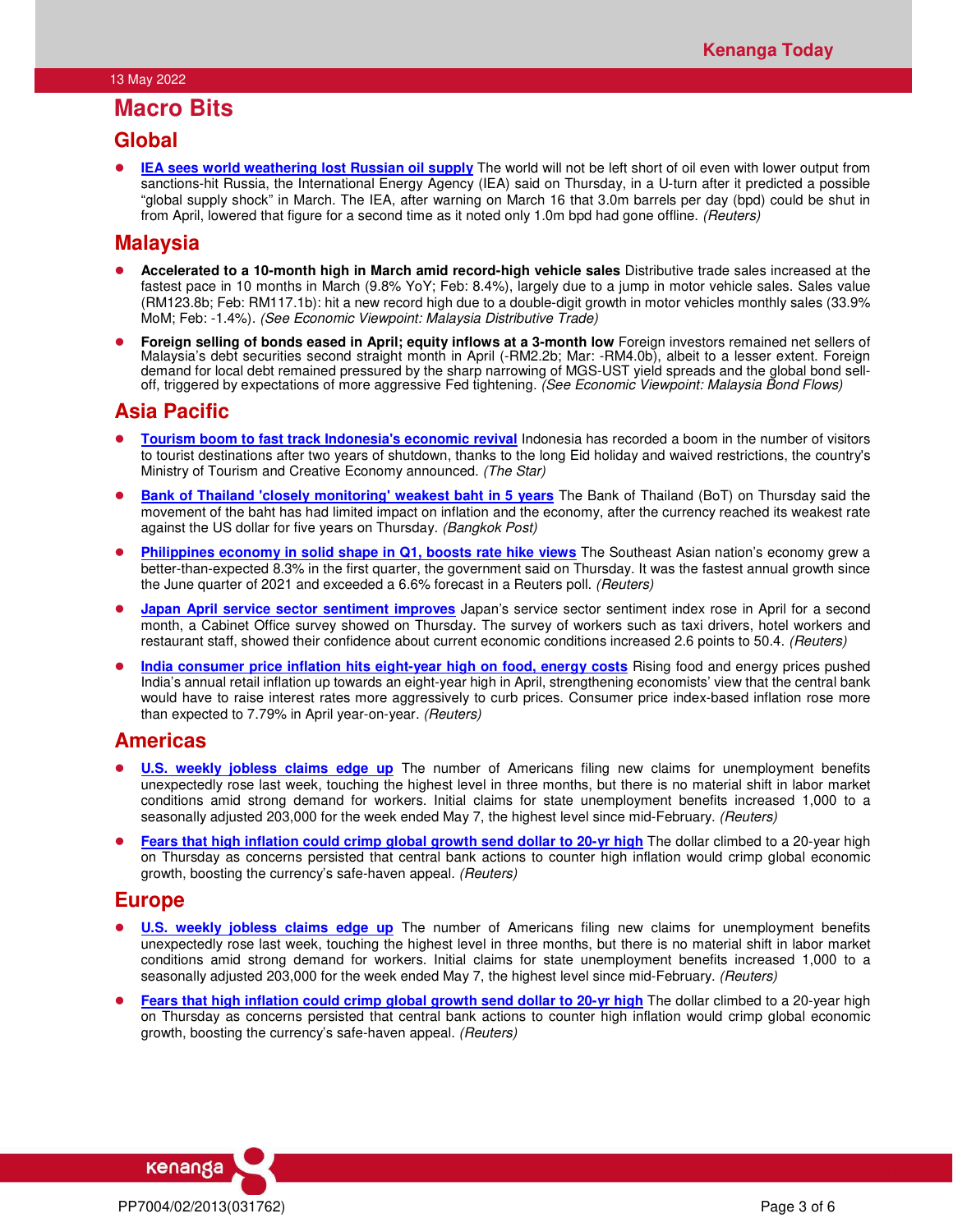13 May 2022

# Macro Bits

## Global

- **IEA sees world weathering lost Russian oil supply** The world will not be left short of oil even with lower output from sanctions-hit Russia, the International Energy Agency (IEA) said on Thursday, in a U-turn after it predicted a possible "global supply shock" in March. The IEA, after warning on March 16 that 3.0m barrels per day (bpd) could be shut in from April, lowered that figure for a second time as it noted only 1.0m bpd had gone offline. *(Reuters)*

## Malaysia

- **Accelerated to a 10-month high in March amid record-high vehicle sales** Distributive trade sales increased at the fastest pace in 10 months in March (9.8% YoY; Feb: 8.4%), largely due to a jump in motor vehicle sales. Sales value (RM123.8b; Feb: RM117.1b): hit a new record high due to a double-digit growth in motor vehicles monthly sales (33.9% MoM; Feb: -1.4%). *(See Economic Viewpoint: Malaysia Distributive Trade)*

- **Foreign selling of bonds eased in April; equity inflows at a 3-month low** Foreign investors remained net sellers of Malaysia's debt securities second straight month in April (-RM2.2b; Mar: -RM4.0b), albeit to a lesser extent. Foreign demand for local debt remained pressured by the sharp narrowing of MGS-UST yield spreads and the global bond sell-off, triggered by expectations of more aggressive Fed tightening. *(See Economic Viewpoint: Malaysia Bond Flows)*

## Asia Pacific

- **Tourism boom to fast track Indonesia's economic revival** Indonesia has recorded a boom in the number of visitors to tourist destinations after two years of shutdown, thanks to the long Eid holiday and waived restrictions, the country's Ministry of Tourism and Creative Economy announced. *(The Star)*

- **Bank of Thailand 'closely monitoring' weakest baht in 5 years** The Bank of Thailand (BoT) on Thursday said the movement of the baht has had limited impact on inflation and the economy, after the currency reached its weakest rate against the US dollar for five years on Thursday. *(Bangkok Post)*

- **Philippines economy in solid shape in Q1, boosts rate hike views** The Southeast Asian nation's economy grew a better-than-expected 8.3% in the first quarter, the government said on Thursday. It was the fastest annual growth since the June quarter of 2021 and exceeded a 6.6% forecast in a Reuters poll. *(Reuters)*

- **Japan April service sector sentiment improves** Japan's service sector sentiment index rose in April for a second month, a Cabinet Office survey showed on Thursday. The survey of workers such as taxi drivers, hotel workers and restaurant staff, showed their confidence about current economic conditions increased 2.6 points to 50.4. *(Reuters)*

- **India consumer price inflation hits eight-year high on food, energy costs** Rising food and energy prices pushed India's annual retail inflation up towards an eight-year high in April, strengthening economists' view that the central bank would have to raise interest rates more aggressively to curb prices. Consumer price index-based inflation rose more than expected to 7.79% in April year-on-year. *(Reuters)*

## Americas

- **U.S. weekly jobless claims edge up** The number of Americans filing new claims for unemployment benefits unexpectedly rose last week, touching the highest level in three months, but there is no material shift in labor market conditions amid strong demand for workers. Initial claims for state unemployment benefits increased 1,000 to a seasonally adjusted 203,000 for the week ended May 7, the highest level since mid-February. *(Reuters)*

- **Fears that high inflation could crimp global growth send dollar to 20-yr high** The dollar climbed to a 20-year high on Thursday as concerns persisted that central bank actions to counter high inflation would crimp global economic growth, boosting the currency's safe-haven appeal. *(Reuters)*

## Europe

- **U.S. weekly jobless claims edge up** The number of Americans filing new claims for unemployment benefits unexpectedly rose last week, touching the highest level in three months, but there is no material shift in labor market conditions amid strong demand for workers. Initial claims for state unemployment benefits increased 1,000 to a seasonally adjusted 203,000 for the week ended May 7, the highest level since mid-February. *(Reuters)*

- **Fears that high inflation could crimp global growth send dollar to 20-yr high** The dollar climbed to a 20-year high on Thursday as concerns persisted that central bank actions to counter high inflation would crimp global economic growth, boosting the currency's safe-haven appeal. *(Reuters)*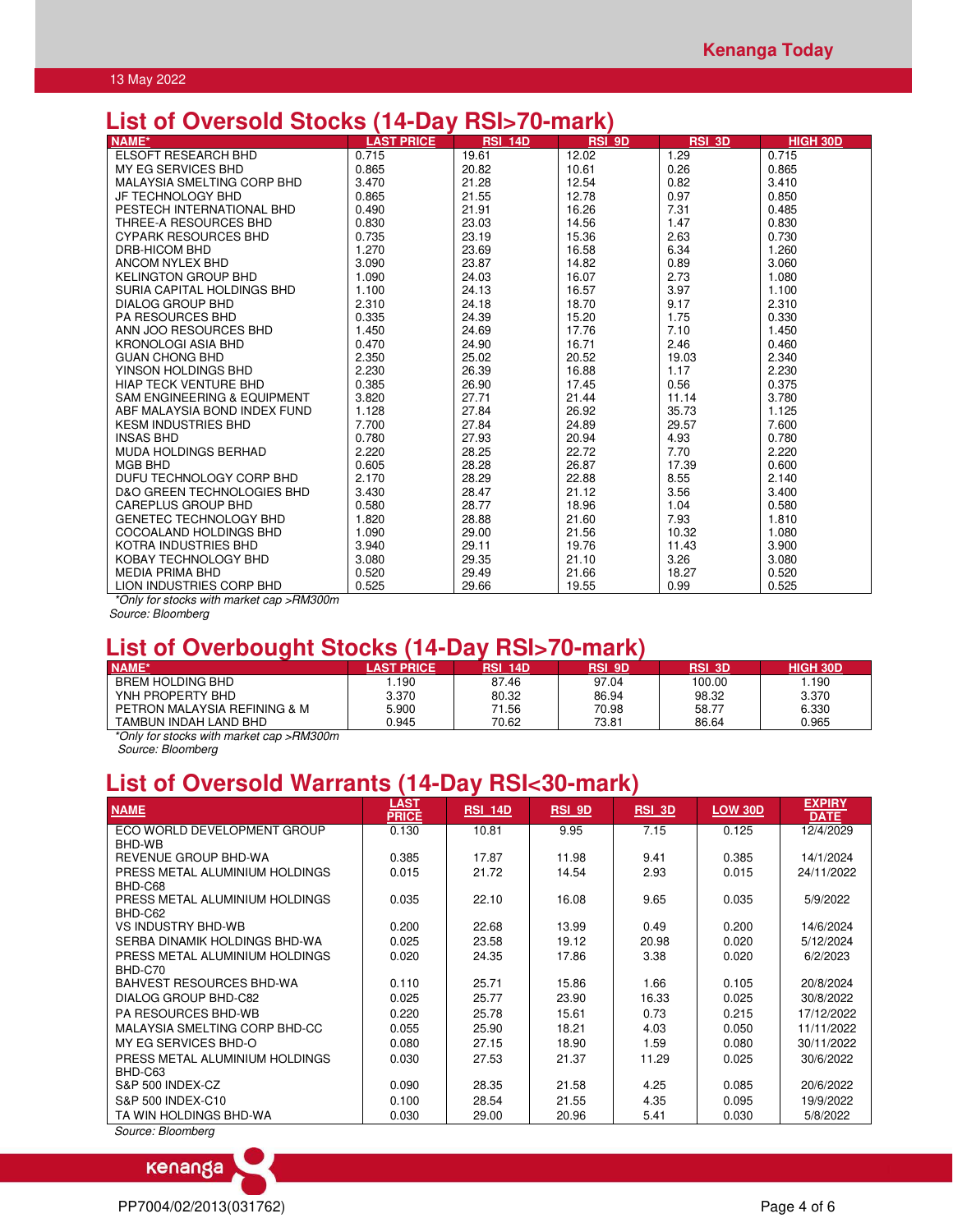## List of Oversold Stocks (14-Day RSI>70-mark)

| NAME* | LAST PRICE | RSI_14D | RSI_9D | RSI_3D | HIGH 30D |
|---|---|---|---|---|---|
| ELSOFT RESEARCH BHD | 0.715 | 19.61 | 12.02 | 1.29 | 0.715 |
| MY EG SERVICES BHD | 0.865 | 20.82 | 10.61 | 0.26 | 0.865 |
| MALAYSIA SMELTING CORP BHD | 3.470 | 21.28 | 12.54 | 0.82 | 3.410 |
| JF TECHNOLOGY BHD | 0.865 | 21.55 | 12.78 | 0.97 | 0.850 |
| PESTECH INTERNATIONAL BHD | 0.490 | 21.91 | 16.26 | 7.31 | 0.485 |
| THREE-A RESOURCES BHD | 0.830 | 23.03 | 14.56 | 1.47 | 0.830 |
| CYPARK RESOURCES BHD | 0.735 | 23.19 | 15.36 | 2.63 | 0.730 |
| DRB-HICOM BHD | 1.270 | 23.69 | 16.58 | 6.34 | 1.260 |
| ANCOM NYLEX BHD | 3.090 | 23.87 | 14.82 | 0.89 | 3.060 |
| KELINGTON GROUP BHD | 1.090 | 24.03 | 16.07 | 2.73 | 1.080 |
| SURIA CAPITAL HOLDINGS BHD | 1.100 | 24.13 | 16.57 | 3.97 | 1.100 |
| DIALOG GROUP BHD | 2.310 | 24.18 | 18.70 | 9.17 | 2.310 |
| PA RESOURCES BHD | 0.335 | 24.39 | 15.20 | 1.75 | 0.330 |
| ANN JOO RESOURCES BHD | 1.450 | 24.69 | 17.76 | 7.10 | 1.450 |
| KRONOLOGI ASIA BHD | 0.470 | 24.90 | 16.71 | 2.46 | 0.460 |
| GUAN CHONG BHD | 2.350 | 25.02 | 20.52 | 19.03 | 2.340 |
| YINSON HOLDINGS BHD | 2.230 | 26.39 | 16.88 | 1.17 | 2.230 |
| HIAP TECK VENTURE BHD | 0.385 | 26.90 | 17.45 | 0.56 | 0.375 |
| SAM ENGINEERING & EQUIPMENT | 3.820 | 27.71 | 21.44 | 11.14 | 3.780 |
| ABF MALAYSIA BOND INDEX FUND | 1.128 | 27.84 | 26.92 | 35.73 | 1.125 |
| KESM INDUSTRIES BHD | 7.700 | 27.84 | 24.89 | 29.57 | 7.600 |
| INSAS BHD | 0.780 | 27.93 | 20.94 | 4.93 | 0.780 |
| MUDA HOLDINGS BERHAD | 2.220 | 28.25 | 22.72 | 7.70 | 2.220 |
| MGB BHD | 0.605 | 28.28 | 26.87 | 17.39 | 0.600 |
| DUFU TECHNOLOGY CORP BHD | 2.170 | 28.29 | 22.88 | 8.55 | 2.140 |
| D&O GREEN TECHNOLOGIES BHD | 3.430 | 28.47 | 21.12 | 3.56 | 3.400 |
| CAREPLUS GROUP BHD | 0.580 | 28.77 | 18.96 | 1.04 | 0.580 |
| GENETEC TECHNOLOGY BHD | 1.820 | 28.88 | 21.60 | 7.93 | 1.810 |
| COCOALAND HOLDINGS BHD | 1.090 | 29.00 | 21.56 | 10.32 | 1.080 |
| KOTRA INDUSTRIES BHD | 3.940 | 29.11 | 19.76 | 11.43 | 3.900 |
| KOBAY TECHNOLOGY BHD | 3.080 | 29.35 | 21.10 | 3.26 | 3.080 |
| MEDIA PRIMA BHD | 0.520 | 29.49 | 21.66 | 18.27 | 0.520 |
| LION INDUSTRIES CORP BHD | 0.525 | 29.66 | 19.55 | 0.99 | 0.525 |

*Only for stocks with market cap >RM300m*

*Source: Bloomberg*

## List of Overbought Stocks (14-Day RSI>70-mark)

| NAME* | LAST PRICE | RSI_14D | RSI_9D | RSI_3D | HIGH 30D |
|---|---|---|---|---|---|
| BREM HOLDING BHD | 1.190 | 87.46 | 97.04 | 100.00 | 1.190 |
| YNH PROPERTY BHD | 3.370 | 80.32 | 86.94 | 98.32 | 3.370 |
| PETRON MALAYSIA REFINING & M | 5.900 | 71.56 | 70.98 | 58.77 | 6.330 |
| TAMBUN INDAH LAND BHD | 0.945 | 70.62 | 73.81 | 86.64 | 0.965 |

*Only for stocks with market cap >RM300m*

*Source: Bloomberg*

## List of Oversold Warrants (14-Day RSI<30-mark)

| NAME | LAST PRICE | RSI_14D | RSI_9D | RSI_3D | LOW 30D | EXPIRY DATE |
|---|---|---|---|---|---|---|
| ECO WORLD DEVELOPMENT GROUP BHD-WB | 0.130 | 10.81 | 9.95 | 7.15 | 0.125 | 12/4/2029 |
| REVENUE GROUP BHD-WA | 0.385 | 17.87 | 11.98 | 9.41 | 0.385 | 14/1/2024 |
| PRESS METAL ALUMINIUM HOLDINGS BHD-C68 | 0.015 | 21.72 | 14.54 | 2.93 | 0.015 | 24/11/2022 |
| PRESS METAL ALUMINIUM HOLDINGS BHD-C62 | 0.035 | 22.10 | 16.08 | 9.65 | 0.035 | 5/9/2022 |
| VS INDUSTRY BHD-WB | 0.200 | 22.68 | 13.99 | 0.49 | 0.200 | 14/6/2024 |
| SERBA DINAMIK HOLDINGS BHD-WA | 0.025 | 23.58 | 19.12 | 20.98 | 0.020 | 5/12/2024 |
| PRESS METAL ALUMINIUM HOLDINGS BHD-C70 | 0.020 | 24.35 | 17.86 | 3.38 | 0.020 | 6/2/2023 |
| BAHVEST RESOURCES BHD-WA | 0.110 | 25.71 | 15.86 | 1.66 | 0.105 | 20/8/2024 |
| DIALOG GROUP BHD-C82 | 0.025 | 25.77 | 23.90 | 16.33 | 0.025 | 30/8/2022 |
| PA RESOURCES BHD-WB | 0.220 | 25.78 | 15.61 | 0.73 | 0.215 | 17/12/2022 |
| MALAYSIA SMELTING CORP BHD-CC | 0.055 | 25.90 | 18.21 | 4.03 | 0.050 | 11/11/2022 |
| MY EG SERVICES BHD-O | 0.080 | 27.15 | 18.90 | 1.59 | 0.080 | 30/11/2022 |
| PRESS METAL ALUMINIUM HOLDINGS BHD-C63 | 0.030 | 27.53 | 21.37 | 11.29 | 0.025 | 30/6/2022 |
| S&P 500 INDEX-CZ | 0.090 | 28.35 | 21.58 | 4.25 | 0.085 | 20/6/2022 |
| S&P 500 INDEX-C10 | 0.100 | 28.54 | 21.55 | 4.35 | 0.095 | 19/9/2022 |
| TA WIN HOLDINGS BHD-WA | 0.030 | 29.00 | 20.96 | 5.41 | 0.030 | 5/8/2022 |

*Source: Bloomberg*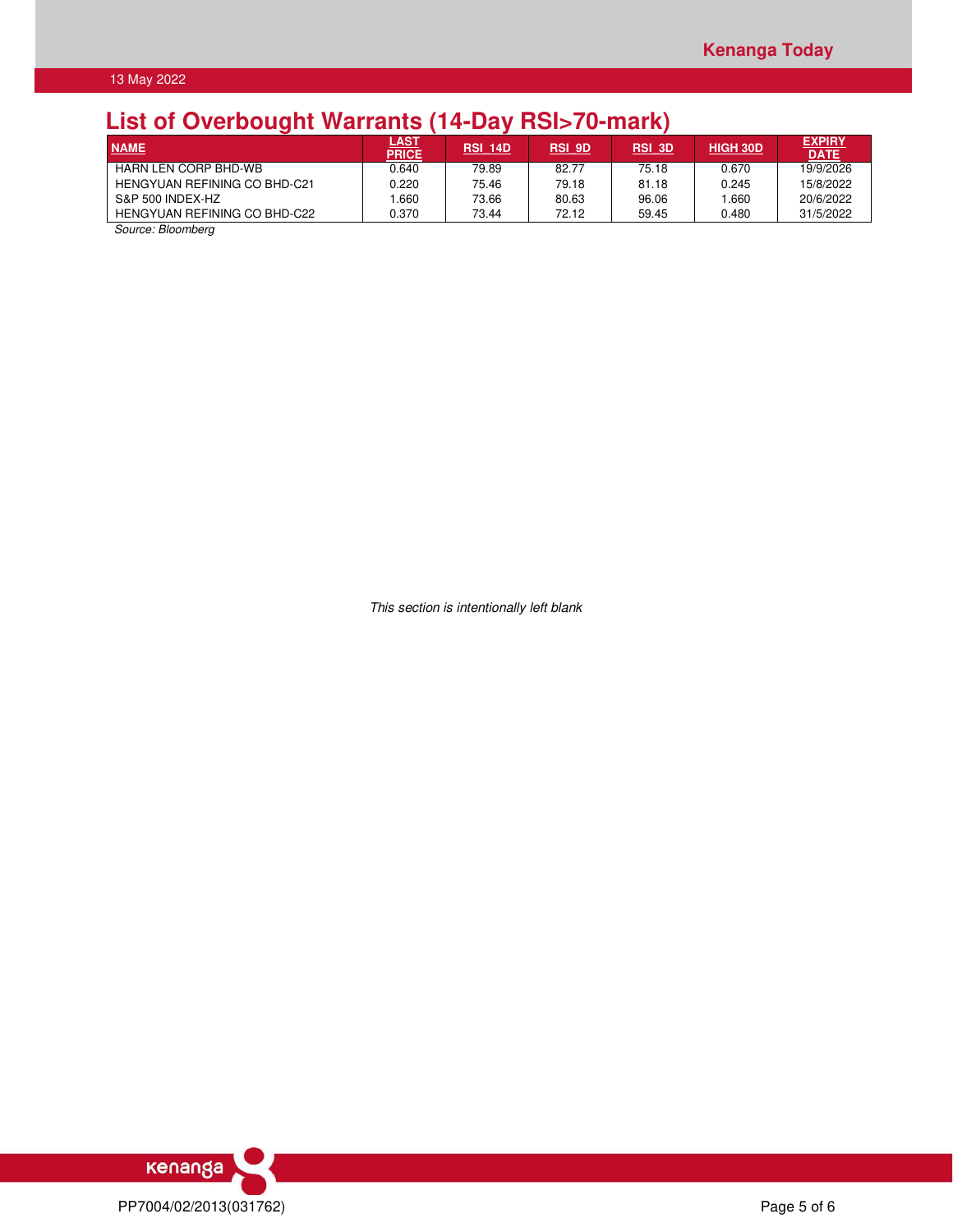## List of Overbought Warrants (14-Day RSI>70-mark)

| NAME | LAST PRICE | RSI_14D | RSI_9D | RSI_3D | HIGH 30D | EXPIRY DATE |
|---|---|---|---|---|---|---|
| HARN LEN CORP BHD-WB | 0.640 | 79.89 | 82.77 | 75.18 | 0.670 | 19/9/2026 |
| HENGYUAN REFINING CO BHD-C21 | 0.220 | 75.46 | 79.18 | 81.18 | 0.245 | 15/8/2022 |
| S&P 500 INDEX-HZ | 1.660 | 73.66 | 80.63 | 96.06 | 1.660 | 20/6/2022 |
| HENGYUAN REFINING CO BHD-C22 | 0.370 | 73.44 | 72.12 | 59.45 | 0.480 | 31/5/2022 |

*Source: Bloomberg*

*This section is intentionally left blank*

PP7004/02/2013(031762)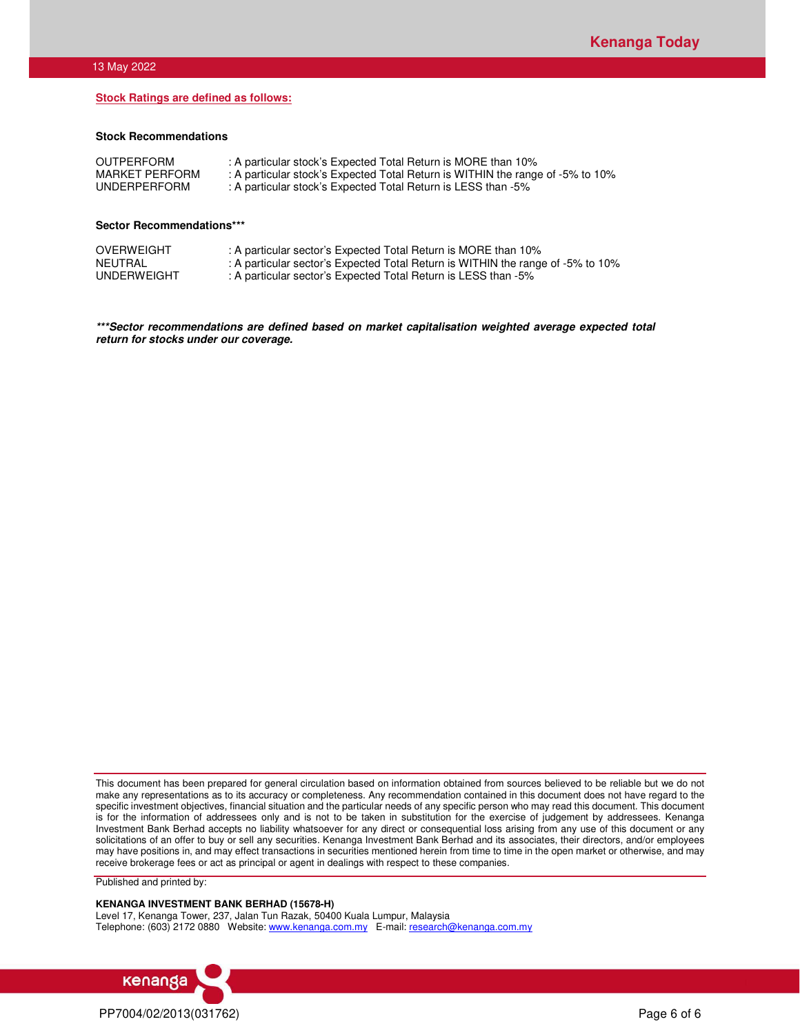**Stock Ratings are defined as follows:**

**Stock Recommendations**

| | |
|---|---|
| OUTPERFORM | : A particular stock's Expected Total Return is MORE than 10% |
| MARKET PERFORM | : A particular stock's Expected Total Return is WITHIN the range of -5% to 10% |
| UNDERPERFORM | : A particular stock's Expected Total Return is LESS than -5% |

**Sector Recommendations*****

| | |
|---|---|
| OVERWEIGHT | : A particular sector's Expected Total Return is MORE than 10% |
| NEUTRAL | : A particular sector's Expected Total Return is WITHIN the range of -5% to 10% |
| UNDERWEIGHT | : A particular sector's Expected Total Return is LESS than -5% |

***\*\*\*Sector recommendations are defined based on market capitalisation weighted average expected total return for stocks under our coverage.***

This document has been prepared for general circulation based on information obtained from sources believed to be reliable but we do not make any representations as to its accuracy or completeness. Any recommendation contained in this document does not have regard to the specific investment objectives, financial situation and the particular needs of any specific person who may read this document. This document is for the information of addressees only and is not to be taken in substitution for the exercise of judgement by addressees. Kenanga Investment Bank Berhad accepts no liability whatsoever for any direct or consequential loss arising from any use of this document or any solicitations of an offer to buy or sell any securities. Kenanga Investment Bank Berhad and its associates, their directors, and/or employees may have positions in, and may effect transactions in securities mentioned herein from time to time in the open market or otherwise, and may receive brokerage fees or act as principal or agent in dealings with respect to these companies.

Published and printed by:

**KENANGA INVESTMENT BANK BERHAD (15678-H)**
Level 17, Kenanga Tower, 237, Jalan Tun Razak, 50400 Kuala Lumpur, Malaysia
Telephone: (603) 2172 0880 Website: www.kenanga.com.my E-mail: research@kenanga.com.my

PP7004/02/2013(031762)